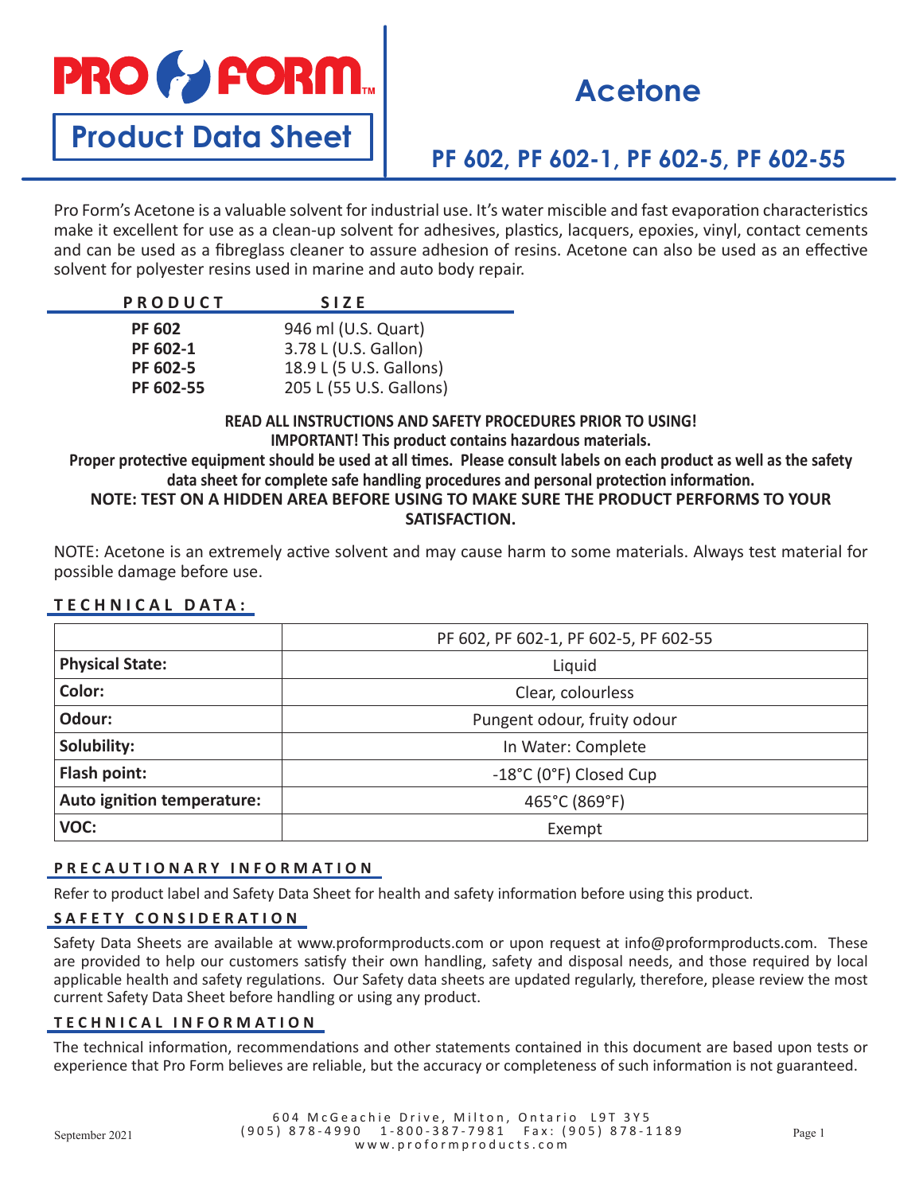# PRO FORM™

## Product Data Sheet

# Acetone

## PF 602, PF 602-1, PF 602-5, PF 602-55

Pro Form's Acetone is a valuable solvent for industrial use. It's water miscible and fast evaporation characteristics make it excellent for use as a clean-up solvent for adhesives, plastics, lacquers, epoxies, vinyl, contact cements and can be used as a fibreglass cleaner to assure adhesion of resins. Acetone can also be used as an effective solvent for polyester resins used in marine and auto body repair.

| PRODUCT | SIZE |
|---|---|
| **PF 602** | 946 ml (U.S. Quart) |
| **PF 602-1** | 3.78 L (U.S. Gallon) |
| **PF 602-5** | 18.9 L (5 U.S. Gallons) |
| **PF 602-55** | 205 L (55 U.S. Gallons) |

**READ ALL INSTRUCTIONS AND SAFETY PROCEDURES PRIOR TO USING!**
**IMPORTANT! This product contains hazardous materials.**
**Proper protective equipment should be used at all times. Please consult labels on each product as well as the safety data sheet for complete safe handling procedures and personal protection information.**
**NOTE: TEST ON A HIDDEN AREA BEFORE USING TO MAKE SURE THE PRODUCT PERFORMS TO YOUR SATISFACTION.**

NOTE: Acetone is an extremely active solvent and may cause harm to some materials. Always test material for possible damage before use.

### TECHNICAL DATA:

| | PF 602, PF 602-1, PF 602-5, PF 602-55 |
|---|---|
| **Physical State:** | Liquid |
| **Color:** | Clear, colourless |
| **Odour:** | Pungent odour, fruity odour |
| **Solubility:** | In Water: Complete |
| **Flash point:** | -18°C (0°F) Closed Cup |
| **Auto ignition temperature:** | 465°C (869°F) |
| **VOC:** | Exempt |

### PRECAUTIONARY INFORMATION

Refer to product label and Safety Data Sheet for health and safety information before using this product.

### SAFETY CONSIDERATION

Safety Data Sheets are available at www.proformproducts.com or upon request at info@proformproducts.com. These are provided to help our customers satisfy their own handling, safety and disposal needs, and those required by local applicable health and safety regulations. Our Safety data sheets are updated regularly, therefore, please review the most current Safety Data Sheet before handling or using any product.

### TECHNICAL INFORMATION

The technical information, recommendations and other statements contained in this document are based upon tests or experience that Pro Form believes are reliable, but the accuracy or completeness of such information is not guaranteed.

September 2021

604 McGeachie Drive, Milton, Ontario L9T 3Y5
(905) 878-4990 1-800-387-7981 Fax: (905) 878-1189
www.proformproducts.com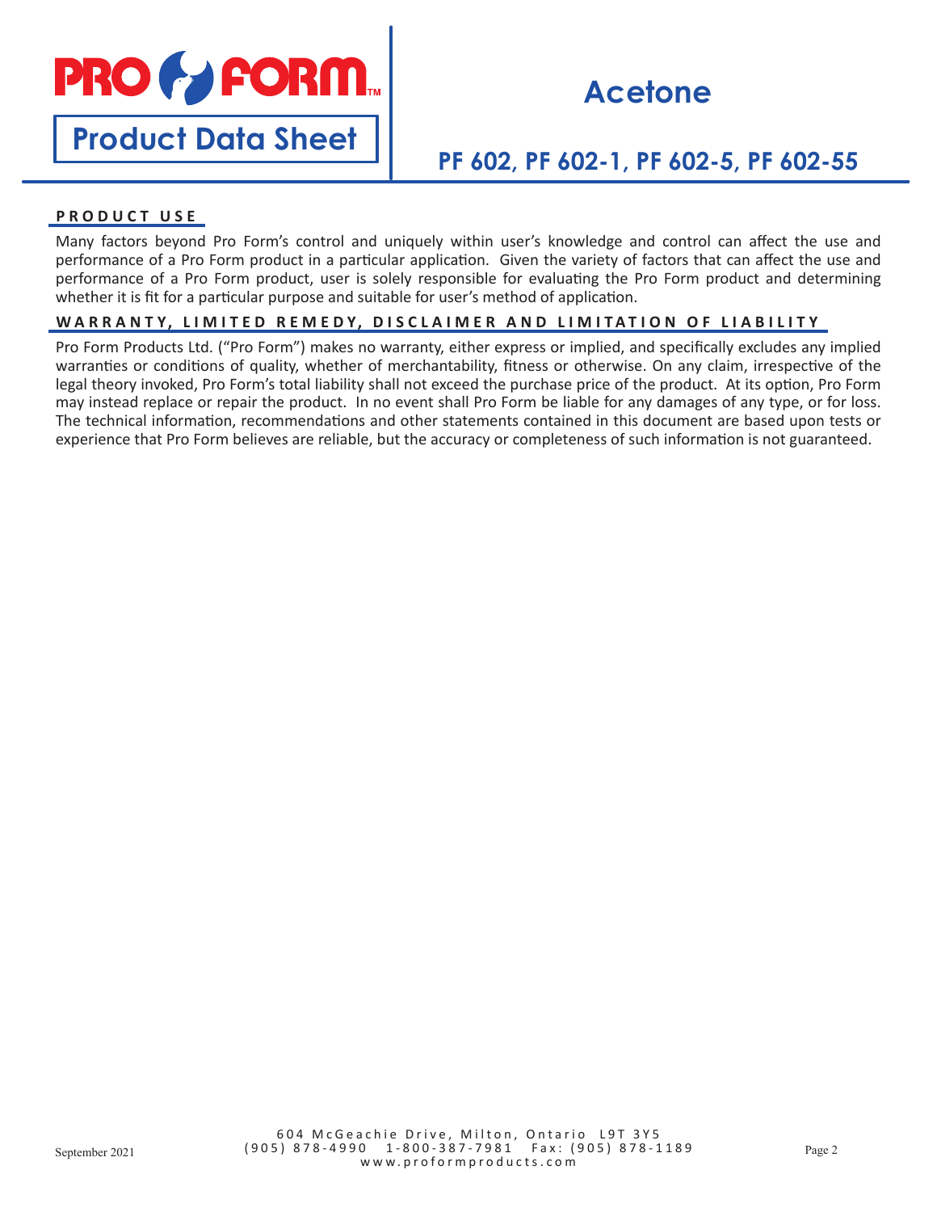# Acetone

## Product Data Sheet

## PF 602, PF 602-1, PF 602-5, PF 602-55

### PRODUCT USE

Many factors beyond Pro Form's control and uniquely within user's knowledge and control can affect the use and performance of a Pro Form product in a particular application. Given the variety of factors that can affect the use and performance of a Pro Form product, user is solely responsible for evaluating the Pro Form product and determining whether it is fit for a particular purpose and suitable for user's method of application.

### WARRANTY, LIMITED REMEDY, DISCLAIMER AND LIMITATION OF LIABILITY

Pro Form Products Ltd. ("Pro Form") makes no warranty, either express or implied, and specifically excludes any implied warranties or conditions of quality, whether of merchantability, fitness or otherwise. On any claim, irrespective of the legal theory invoked, Pro Form's total liability shall not exceed the purchase price of the product. At its option, Pro Form may instead replace or repair the product. In no event shall Pro Form be liable for any damages of any type, or for loss. The technical information, recommendations and other statements contained in this document are based upon tests or experience that Pro Form believes are reliable, but the accuracy or completeness of such information is not guaranteed.

September 2021

604 McGeachie Drive, Milton, Ontario L9T 3Y5
(905) 878-4990 1-800-387-7981 Fax: (905) 878-1189
www.proformproducts.com